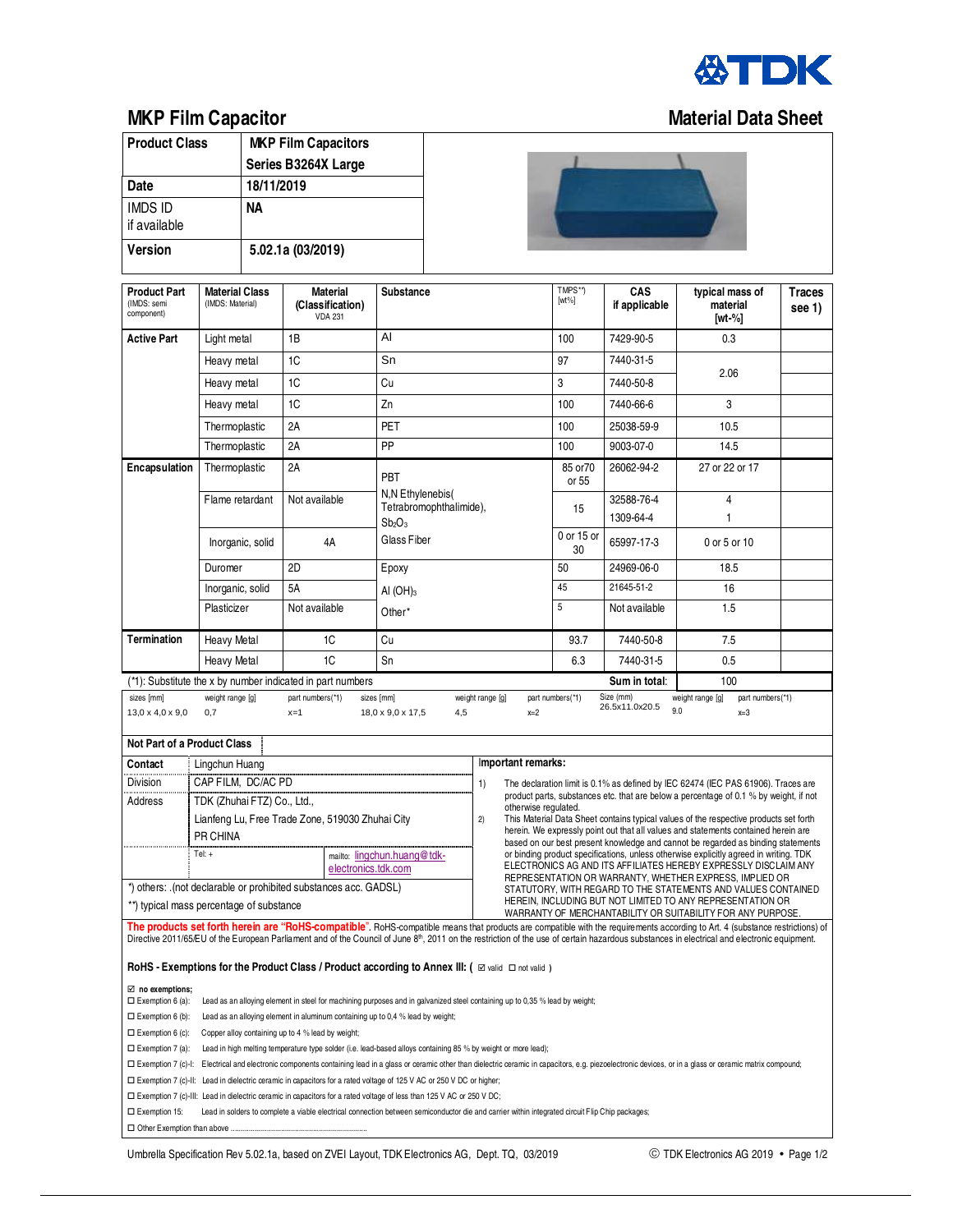# MKP Film Capacitor

## Material Data Sheet

| Product Class | MKP Film Capacitors Series B3264X Large |
|---|---|
| Date | 18/11/2019 |
| IMDS ID if available | NA |
| Version | 5.02.1a (03/2019) |

| Product Part (IMDS: semi component) | Material Class (IMDS: Material) | Material (Classification) VDA 231 | Substance | TMPS**) [wt%] | CAS if applicable | typical mass of material [wt-%] | Traces see 1) |
|---|---|---|---|---|---|---|---|
| **Active Part** | Light metal | 1B | Al | 100 | 7429-90-5 | 0.3 | |
| | Heavy metal | 1C | Sn | 97 | 7440-31-5 | 2.06 | |
| | Heavy metal | 1C | Cu | 3 | 7440-50-8 | | |
| | Heavy metal | 1C | Zn | 100 | 7440-66-6 | 3 | |
| | Thermoplastic | 2A | PET | 100 | 25038-59-9 | 10.5 | |
| | Thermoplastic | 2A | PP | 100 | 9003-07-0 | 14.5 | |
| **Encapsulation** | Thermoplastic | 2A | PBT | 85 or70 or 55 | 26062-94-2 | 27 or 22 or 17 | |
| | Flame retardant | Not available | N,N Ethylenebis( Tetrabromophthalimide), $Sb_2O_3$ | 15 | 32588-76-4<br>1309-64-4 | 4<br>1 | |
| | Inorganic, solid | 4A | Glass Fiber | 0 or 15 or 30 | 65997-17-3 | 0 or 5 or 10 | |
| | Duromer | 2D | Epoxy | 50 | 24969-06-0 | 18.5 | |
| | Inorganic, solid | 5A | Al $(OH)_3$ | 45 | 21645-51-2 | 16 | |
| | Plasticizer | Not available | Other* | 5 | Not available | 1.5 | |
| **Termination** | Heavy Metal | 1C | Cu | 93.7 | 7440-50-8 | 7.5 | |
| | Heavy Metal | 1C | Sn | 6.3 | 7440-31-5 | 0.5 | |
| (*1): Substitute the x by number indicated in part numbers | | | | | Sum in total: | 100 | |

| sizes [mm] | weight range [g] | part numbers(*1) | sizes [mm] | weight range [g] | part numbers(*1) | Size (mm) | weight range [g] | part numbers(*1) |
|---|---|---|---|---|---|---|---|---|
| 13,0 x 4,0 x 9,0 | 0,7 | x=1 | 18,0 x 9,0 x 17,5 | 4,5 | x=2 | 26.5x11.0x20.5 | 9.0 | x=3 |

**Not Part of a Product Class**

| Contact | Lingchun Huang |
|---|---|
| Division | CAP FILM, DC/AC PD |
| Address | TDK (Zhuhai FTZ) Co., Ltd.,<br>Lianfeng Lu, Free Trade Zone, 519030 Zhuhai City<br>PR CHINA |
| | Tel: + / mailto: lingchun.huang@tdk-electronics.tdk.com |

*) others: .(not declarable or prohibited substances acc. GADSL)

**) typical mass percentage of substance

**Important remarks:**

1) The declaration limit is 0.1% as defined by IEC 62474 (IEC PAS 61906). Traces are product parts, substances etc. that are below a percentage of 0.1 % by weight, if not otherwise regulated.

2) This Material Data Sheet contains typical values of the respective products set forth herein. We expressly point out that all values and statements contained herein are based on our best present knowledge and cannot be regarded as binding statements or binding product specifications, unless otherwise explicitly agreed in writing. TDK ELECTRONICS AG AND ITS AFFILIATES HEREBY EXPRESSLY DISCLAIM ANY REPRESENTATION OR WARRANTY, WHETHER EXPRESS, IMPLIED OR STATUTORY, WITH REGARD TO THE STATEMENTS AND VALUES CONTAINED HEREIN, INCLUDING BUT NOT LIMITED TO ANY REPRESENTATION OR WARRANTY OF MERCHANTABILITY OR SUITABILITY FOR ANY PURPOSE.

**The products set forth herein are "RoHS-compatible".** RoHS-compatible means that products are compatible with the requirements according to Art. 4 (substance restrictions) of Directive 2011/65/EU of the European Parliament and of the Council of June 8th, 2011 on the restriction of the use of certain hazardous substances in electrical and electronic equipment.

**RoHS - Exemptions for the Product Class / Product according to Annex III: ( ☑ valid ☐ not valid )**

☑ **no exemptions;**

☐ Exemption 6 (a): Lead as an alloying element in steel for machining purposes and in galvanized steel containing up to 0,35 % lead by weight;

☐ Exemption 6 (b): Lead as an alloying element in aluminum containing up to 0,4 % lead by weight;

☐ Exemption 6 (c): Copper alloy containing up to 4 % lead by weight;

☐ Exemption 7 (a): Lead in high melting temperature type solder (i.e. lead-based alloys containing 85 % by weight or more lead);

☐ Exemption 7 (c)-I: Electrical and electronic components containing lead in a glass or ceramic other than dielectric ceramic in capacitors, e.g. piezoelectronic devices, or in a glass or ceramic matrix compound;

☐ Exemption 7 (c)-II: Lead in dielectric ceramic in capacitors for a rated voltage of 125 V AC or 250 V DC or higher;

☐ Exemption 7 (c)-III: Lead in dielectric ceramic in capacitors for a rated voltage of less than 125 V AC or 250 V DC;

☐ Exemption 15: Lead in solders to complete a viable electrical connection between semiconductor die and carrier within integrated circuit Flip Chip packages;

☐ Other Exemption than above ................................................................

Umbrella Specification Rev 5.02.1a, based on ZVEI Layout, TDK Electronics AG, Dept. TQ, 03/2019 © TDK Electronics AG 2019